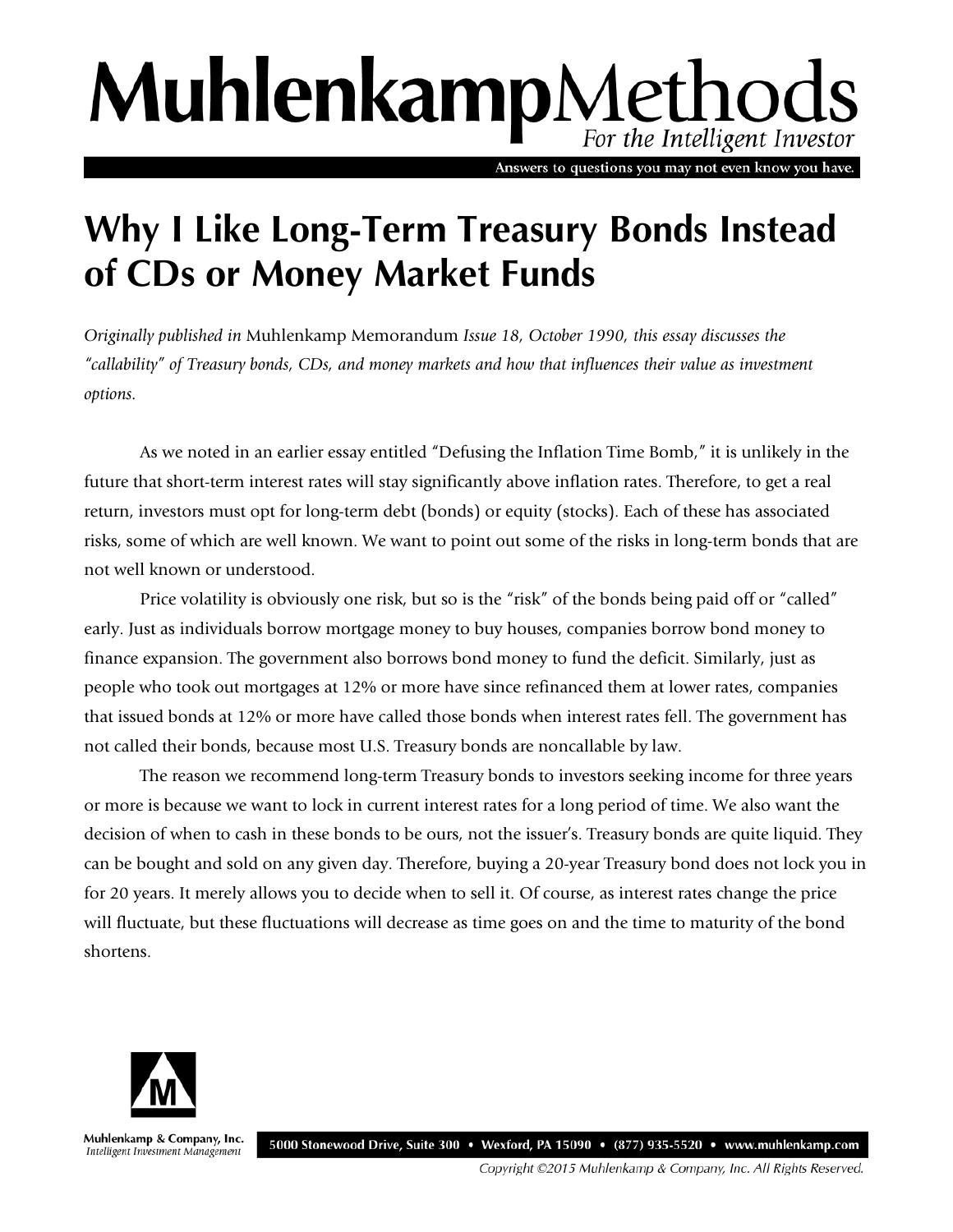# MuhlenkampMethods

*For the Intelligent Investor*

Answers to questions you may not even know you have.

## Why I Like Long-Term Treasury Bonds Instead of CDs or Money Market Funds

*Originally published in* Muhlenkamp Memorandum *Issue 18, October 1990, this essay discusses the "callability" of Treasury bonds, CDs, and money markets and how that influences their value as investment options.*

As we noted in an earlier essay entitled "Defusing the Inflation Time Bomb," it is unlikely in the future that short-term interest rates will stay significantly above inflation rates. Therefore, to get a real return, investors must opt for long-term debt (bonds) or equity (stocks). Each of these has associated risks, some of which are well known. We want to point out some of the risks in long-term bonds that are not well known or understood.

Price volatility is obviously one risk, but so is the "risk" of the bonds being paid off or "called" early. Just as individuals borrow mortgage money to buy houses, companies borrow bond money to finance expansion. The government also borrows bond money to fund the deficit. Similarly, just as people who took out mortgages at 12% or more have since refinanced them at lower rates, companies that issued bonds at 12% or more have called those bonds when interest rates fell. The government has not called their bonds, because most U.S. Treasury bonds are noncallable by law.

The reason we recommend long-term Treasury bonds to investors seeking income for three years or more is because we want to lock in current interest rates for a long period of time. We also want the decision of when to cash in these bonds to be ours, not the issuer's. Treasury bonds are quite liquid. They can be bought and sold on any given day. Therefore, buying a 20-year Treasury bond does not lock you in for 20 years. It merely allows you to decide when to sell it. Of course, as interest rates change the price will fluctuate, but these fluctuations will decrease as time goes on and the time to maturity of the bond shortens.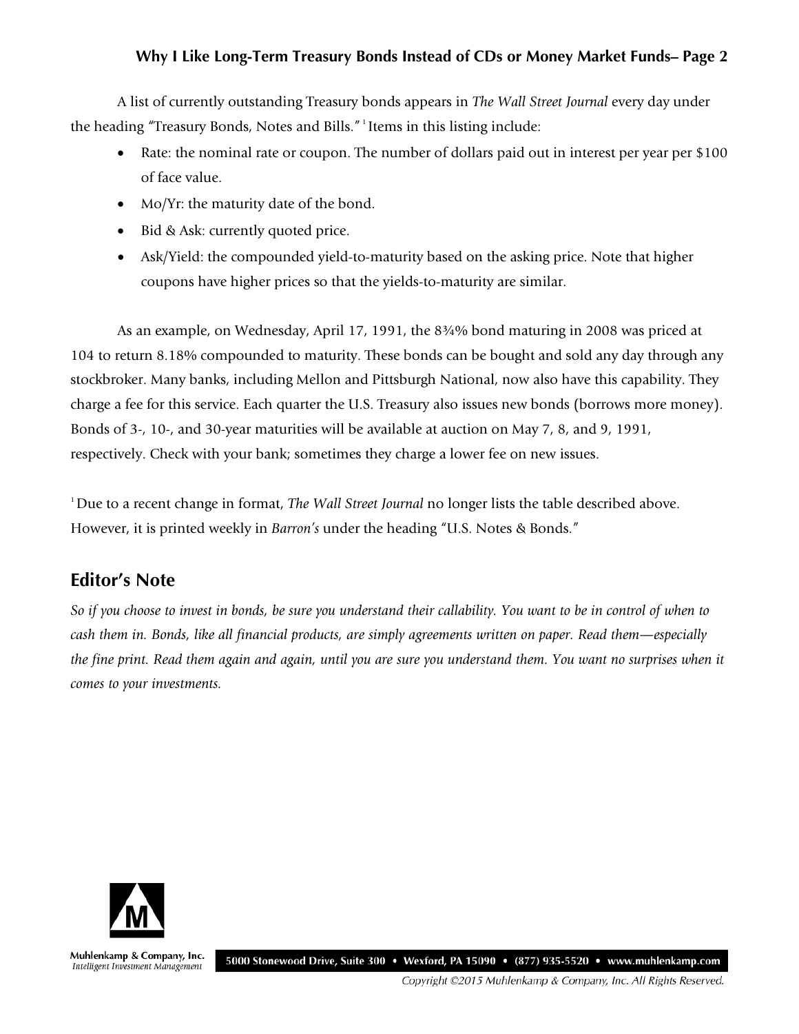A list of currently outstanding Treasury bonds appears in *The Wall Street Journal* every day under the heading "Treasury Bonds, Notes and Bills."[1] Items in this listing include:

- Rate: the nominal rate or coupon. The number of dollars paid out in interest per year per $100 of face value.
- Mo/Yr: the maturity date of the bond.
- Bid & Ask: currently quoted price.
- Ask/Yield: the compounded yield-to-maturity based on the asking price. Note that higher coupons have higher prices so that the yields-to-maturity are similar.

As an example, on Wednesday, April 17, 1991, the 8¾% bond maturing in 2008 was priced at 104 to return 8.18% compounded to maturity. These bonds can be bought and sold any day through any stockbroker. Many banks, including Mellon and Pittsburgh National, now also have this capability. They charge a fee for this service. Each quarter the U.S. Treasury also issues new bonds (borrows more money). Bonds of 3-, 10-, and 30-year maturities will be available at auction on May 7, 8, and 9, 1991, respectively. Check with your bank; sometimes they charge a lower fee on new issues.

[1] Due to a recent change in format, *The Wall Street Journal* no longer lists the table described above. However, it is printed weekly in *Barron's* under the heading "U.S. Notes & Bonds."

## Editor's Note

*So if you choose to invest in bonds, be sure you understand their callability. You want to be in control of when to cash them in. Bonds, like all financial products, are simply agreements written on paper. Read them—especially the fine print. Read them again and again, until you are sure you understand them. You want no surprises when it comes to your investments.*

Muhlenkamp & Company, Inc.
*Intelligent Investment Management*

5000 Stonewood Drive, Suite 300 • Wexford, PA 15090 • (877) 935-5520 • www.muhlenkamp.com

*Copyright ©2015 Muhlenkamp & Company, Inc. All Rights Reserved.*